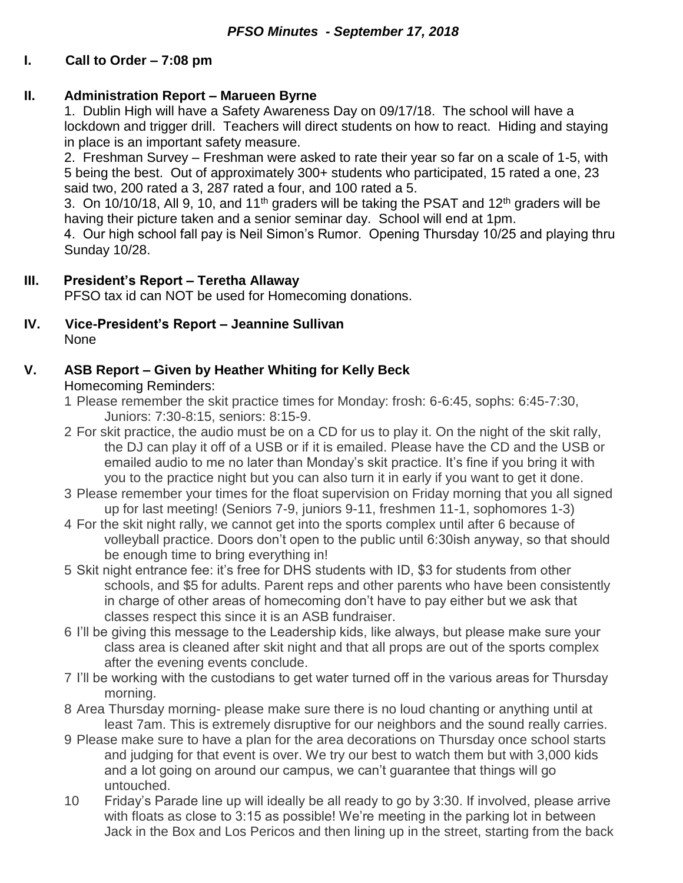## *PFSO Minutes - September 17, 2018*

### I. Call to Order – 7:08 pm

### II. Administration Report – Marueen Byrne

1. Dublin High will have a Safety Awareness Day on 09/17/18. The school will have a lockdown and trigger drill. Teachers will direct students on how to react. Hiding and staying in place is an important safety measure.
2. Freshman Survey – Freshman were asked to rate their year so far on a scale of 1-5, with 5 being the best. Out of approximately 300+ students who participated, 15 rated a one, 23 said two, 200 rated a 3, 287 rated a four, and 100 rated a 5.
3. On 10/10/18, All 9, 10, and 11th graders will be taking the PSAT and 12th graders will be having their picture taken and a senior seminar day. School will end at 1pm.
4. Our high school fall pay is Neil Simon's Rumor. Opening Thursday 10/25 and playing thru Sunday 10/28.

### III. President's Report – Teretha Allaway

PFSO tax id can NOT be used for Homecoming donations.

### IV. Vice-President's Report – Jeannine Sullivan

None

### V. ASB Report – Given by Heather Whiting for Kelly Beck

Homecoming Reminders:

1. Please remember the skit practice times for Monday: frosh: 6-6:45, sophs: 6:45-7:30, Juniors: 7:30-8:15, seniors: 8:15-9.
2. For skit practice, the audio must be on a CD for us to play it. On the night of the skit rally, the DJ can play it off of a USB or if it is emailed. Please have the CD and the USB or emailed audio to me no later than Monday's skit practice. It's fine if you bring it with you to the practice night but you can also turn it in early if you want to get it done.
3. Please remember your times for the float supervision on Friday morning that you all signed up for last meeting! (Seniors 7-9, juniors 9-11, freshmen 11-1, sophomores 1-3)
4. For the skit night rally, we cannot get into the sports complex until after 6 because of volleyball practice. Doors don't open to the public until 6:30ish anyway, so that should be enough time to bring everything in!
5. Skit night entrance fee: it's free for DHS students with ID, $3 for students from other schools, and $5 for adults. Parent reps and other parents who have been consistently in charge of other areas of homecoming don't have to pay either but we ask that classes respect this since it is an ASB fundraiser.
6. I'll be giving this message to the Leadership kids, like always, but please make sure your class area is cleaned after skit night and that all props are out of the sports complex after the evening events conclude.
7. I'll be working with the custodians to get water turned off in the various areas for Thursday morning.
8. Area Thursday morning- please make sure there is no loud chanting or anything until at least 7am. This is extremely disruptive for our neighbors and the sound really carries.
9. Please make sure to have a plan for the area decorations on Thursday once school starts and judging for that event is over. We try our best to watch them but with 3,000 kids and a lot going on around our campus, we can't guarantee that things will go untouched.
10. Friday's Parade line up will ideally be all ready to go by 3:30. If involved, please arrive with floats as close to 3:15 as possible! We're meeting in the parking lot in between Jack in the Box and Los Pericos and then lining up in the street, starting from the back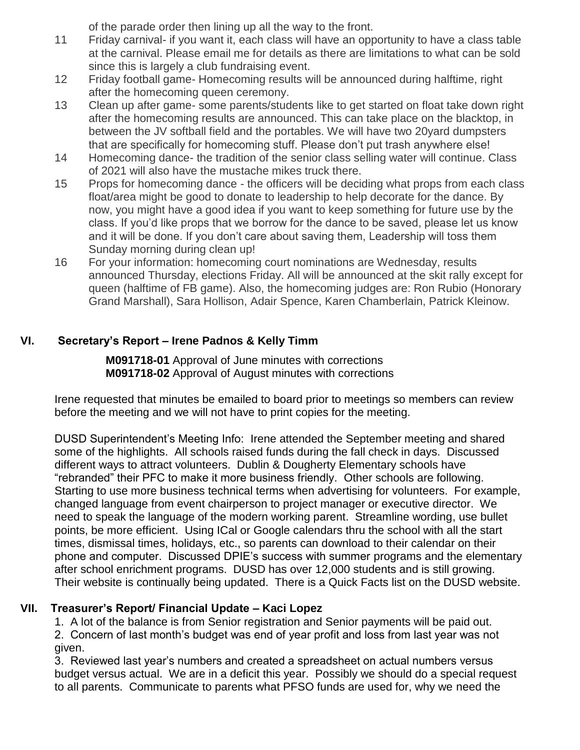of the parade order then lining up all the way to the front.

11 Friday carnival- if you want it, each class will have an opportunity to have a class table at the carnival. Please email me for details as there are limitations to what can be sold since this is largely a club fundraising event.

12 Friday football game- Homecoming results will be announced during halftime, right after the homecoming queen ceremony.

13 Clean up after game- some parents/students like to get started on float take down right after the homecoming results are announced. This can take place on the blacktop, in between the JV softball field and the portables. We will have two 20yard dumpsters that are specifically for homecoming stuff. Please don't put trash anywhere else!

14 Homecoming dance- the tradition of the senior class selling water will continue. Class of 2021 will also have the mustache mikes truck there.

15 Props for homecoming dance - the officers will be deciding what props from each class float/area might be good to donate to leadership to help decorate for the dance. By now, you might have a good idea if you want to keep something for future use by the class. If you'd like props that we borrow for the dance to be saved, please let us know and it will be done. If you don't care about saving them, Leadership will toss them Sunday morning during clean up!

16 For your information: homecoming court nominations are Wednesday, results announced Thursday, elections Friday. All will be announced at the skit rally except for queen (halftime of FB game). Also, the homecoming judges are: Ron Rubio (Honorary Grand Marshall), Sara Hollison, Adair Spence, Karen Chamberlain, Patrick Kleinow.

## VI. Secretary's Report – Irene Padnos & Kelly Timm

**M091718-01** Approval of June minutes with corrections
**M091718-02** Approval of August minutes with corrections

Irene requested that minutes be emailed to board prior to meetings so members can review before the meeting and we will not have to print copies for the meeting.

DUSD Superintendent's Meeting Info: Irene attended the September meeting and shared some of the highlights. All schools raised funds during the fall check in days. Discussed different ways to attract volunteers. Dublin & Dougherty Elementary schools have "rebranded" their PFC to make it more business friendly. Other schools are following. Starting to use more business technical terms when advertising for volunteers. For example, changed language from event chairperson to project manager or executive director. We need to speak the language of the modern working parent. Streamline wording, use bullet points, be more efficient. Using ICal or Google calendars thru the school with all the start times, dismissal times, holidays, etc., so parents can download to their calendar on their phone and computer. Discussed DPIE's success with summer programs and the elementary after school enrichment programs. DUSD has over 12,000 students and is still growing. Their website is continually being updated. There is a Quick Facts list on the DUSD website.

## VII. Treasurer's Report/ Financial Update – Kaci Lopez

1. A lot of the balance is from Senior registration and Senior payments will be paid out.
2. Concern of last month's budget was end of year profit and loss from last year was not given.
3. Reviewed last year's numbers and created a spreadsheet on actual numbers versus budget versus actual. We are in a deficit this year. Possibly we should do a special request to all parents. Communicate to parents what PFSO funds are used for, why we need the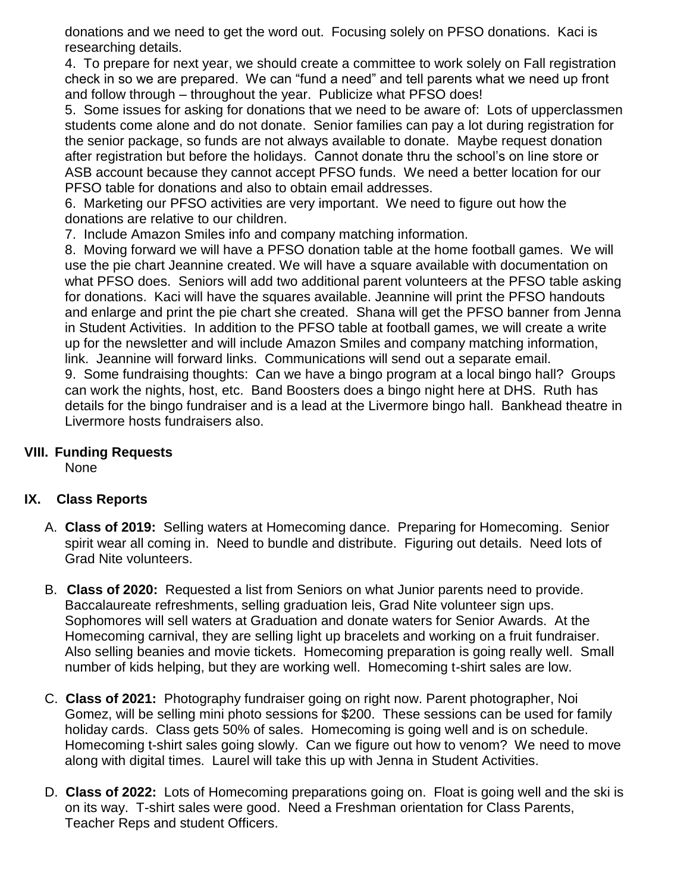donations and we need to get the word out. Focusing solely on PFSO donations. Kaci is researching details.

4. To prepare for next year, we should create a committee to work solely on Fall registration check in so we are prepared. We can "fund a need" and tell parents what we need up front and follow through – throughout the year. Publicize what PFSO does!

5. Some issues for asking for donations that we need to be aware of: Lots of upperclassmen students come alone and do not donate. Senior families can pay a lot during registration for the senior package, so funds are not always available to donate. Maybe request donation after registration but before the holidays. Cannot donate thru the school's on line store or ASB account because they cannot accept PFSO funds. We need a better location for our PFSO table for donations and also to obtain email addresses.

6. Marketing our PFSO activities are very important. We need to figure out how the donations are relative to our children.

7. Include Amazon Smiles info and company matching information.

8. Moving forward we will have a PFSO donation table at the home football games. We will use the pie chart Jeannine created. We will have a square available with documentation on what PFSO does. Seniors will add two additional parent volunteers at the PFSO table asking for donations. Kaci will have the squares available. Jeannine will print the PFSO handouts and enlarge and print the pie chart she created. Shana will get the PFSO banner from Jenna in Student Activities. In addition to the PFSO table at football games, we will create a write up for the newsletter and will include Amazon Smiles and company matching information, link. Jeannine will forward links. Communications will send out a separate email.

9. Some fundraising thoughts: Can we have a bingo program at a local bingo hall? Groups can work the nights, host, etc. Band Boosters does a bingo night here at DHS. Ruth has details for the bingo fundraiser and is a lead at the Livermore bingo hall. Bankhead theatre in Livermore hosts fundraisers also.

## VIII. Funding Requests

None

## IX. Class Reports

A. **Class of 2019:** Selling waters at Homecoming dance. Preparing for Homecoming. Senior spirit wear all coming in. Need to bundle and distribute. Figuring out details. Need lots of Grad Nite volunteers.

B. **Class of 2020:** Requested a list from Seniors on what Junior parents need to provide. Baccalaureate refreshments, selling graduation leis, Grad Nite volunteer sign ups. Sophomores will sell waters at Graduation and donate waters for Senior Awards. At the Homecoming carnival, they are selling light up bracelets and working on a fruit fundraiser. Also selling beanies and movie tickets. Homecoming preparation is going really well. Small number of kids helping, but they are working well. Homecoming t-shirt sales are low.

C. **Class of 2021:** Photography fundraiser going on right now. Parent photographer, Noi Gomez, will be selling mini photo sessions for $200. These sessions can be used for family holiday cards. Class gets 50% of sales. Homecoming is going well and is on schedule. Homecoming t-shirt sales going slowly. Can we figure out how to venom? We need to move along with digital times. Laurel will take this up with Jenna in Student Activities.

D. **Class of 2022:** Lots of Homecoming preparations going on. Float is going well and the ski is on its way. T-shirt sales were good. Need a Freshman orientation for Class Parents, Teacher Reps and student Officers.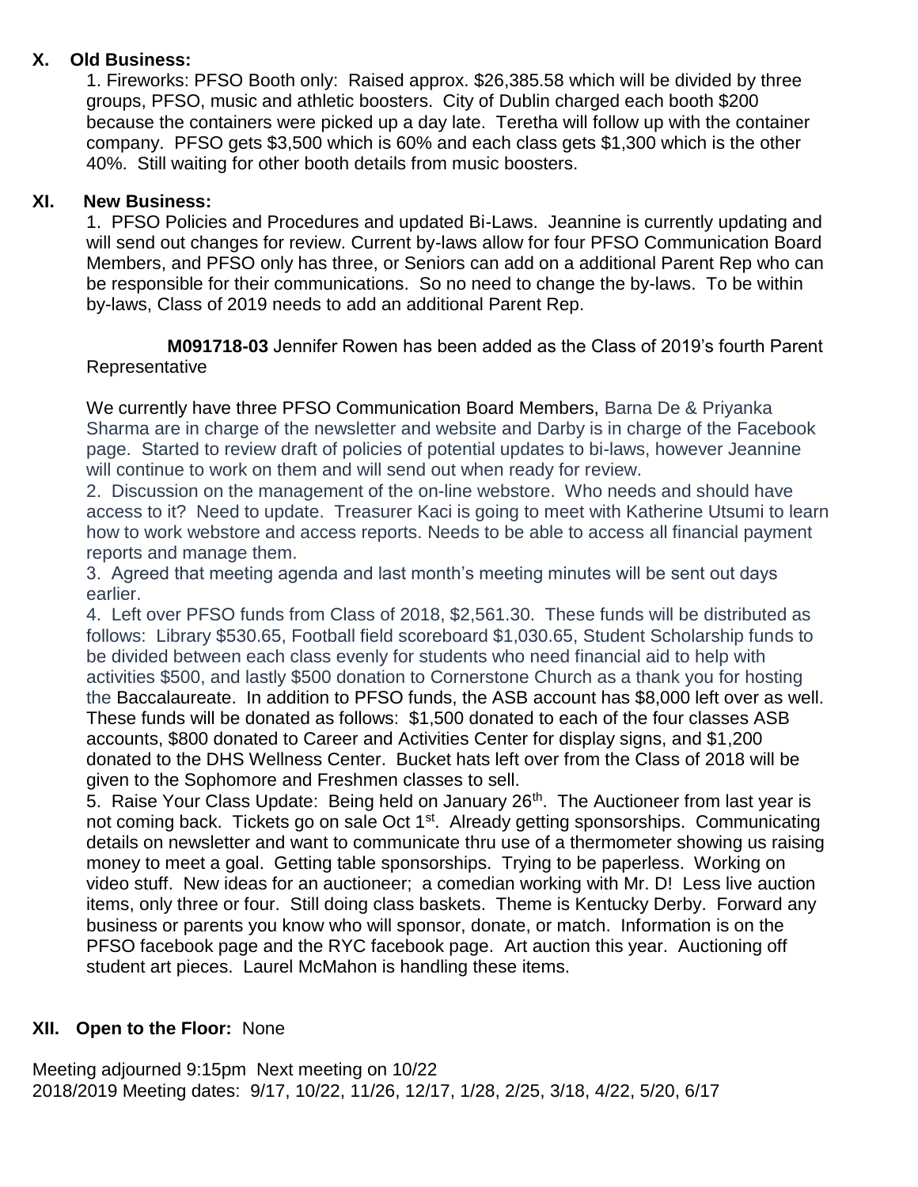## X. Old Business:

1. Fireworks: PFSO Booth only: Raised approx. $26,385.58 which will be divided by three groups, PFSO, music and athletic boosters. City of Dublin charged each booth $200 because the containers were picked up a day late. Teretha will follow up with the container company. PFSO gets $3,500 which is 60% and each class gets $1,300 which is the other 40%. Still waiting for other booth details from music boosters.

## XI. New Business:

1. PFSO Policies and Procedures and updated Bi-Laws. Jeannine is currently updating and will send out changes for review. Current by-laws allow for four PFSO Communication Board Members, and PFSO only has three, or Seniors can add on a additional Parent Rep who can be responsible for their communications. So no need to change the by-laws. To be within by-laws, Class of 2019 needs to add an additional Parent Rep.

**M091718-03** Jennifer Rowen has been added as the Class of 2019's fourth Parent Representative

We currently have three PFSO Communication Board Members, Barna De & Priyanka Sharma are in charge of the newsletter and website and Darby is in charge of the Facebook page. Started to review draft of policies of potential updates to bi-laws, however Jeannine will continue to work on them and will send out when ready for review.

2. Discussion on the management of the on-line webstore. Who needs and should have access to it? Need to update. Treasurer Kaci is going to meet with Katherine Utsumi to learn how to work webstore and access reports. Needs to be able to access all financial payment reports and manage them.
3. Agreed that meeting agenda and last month's meeting minutes will be sent out days earlier.
4. Left over PFSO funds from Class of 2018, $2,561.30. These funds will be distributed as follows: Library $530.65, Football field scoreboard $1,030.65, Student Scholarship funds to be divided between each class evenly for students who need financial aid to help with activities $500, and lastly $500 donation to Cornerstone Church as a thank you for hosting the Baccalaureate. In addition to PFSO funds, the ASB account has $8,000 left over as well. These funds will be donated as follows: $1,500 donated to each of the four classes ASB accounts, $800 donated to Career and Activities Center for display signs, and $1,200 donated to the DHS Wellness Center. Bucket hats left over from the Class of 2018 will be given to the Sophomore and Freshmen classes to sell.
5. Raise Your Class Update: Being held on January 26th. The Auctioneer from last year is not coming back. Tickets go on sale Oct 1st. Already getting sponsorships. Communicating details on newsletter and want to communicate thru use of a thermometer showing us raising money to meet a goal. Getting table sponsorships. Trying to be paperless. Working on video stuff. New ideas for an auctioneer; a comedian working with Mr. D! Less live auction items, only three or four. Still doing class baskets. Theme is Kentucky Derby. Forward any business or parents you know who will sponsor, donate, or match. Information is on the PFSO facebook page and the RYC facebook page. Art auction this year. Auctioning off student art pieces. Laurel McMahon is handling these items.

## XII. Open to the Floor: None

Meeting adjourned 9:15pm Next meeting on 10/22
2018/2019 Meeting dates: 9/17, 10/22, 11/26, 12/17, 1/28, 2/25, 3/18, 4/22, 5/20, 6/17